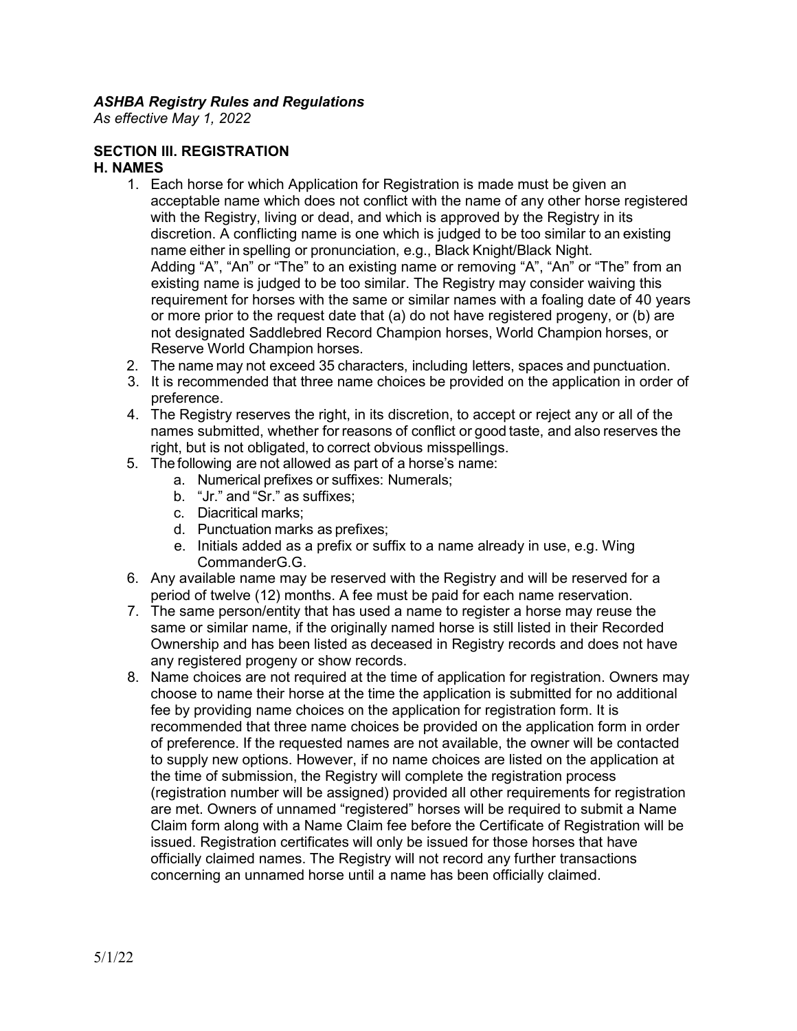***ASHBA Registry Rules and Regulations***

*As effective May 1, 2022*

**SECTION III. REGISTRATION**

**H. NAMES**

1. Each horse for which Application for Registration is made must be given an acceptable name which does not conflict with the name of any other horse registered with the Registry, living or dead, and which is approved by the Registry in its discretion. A conflicting name is one which is judged to be too similar to an existing name either in spelling or pronunciation, e.g., Black Knight/Black Night. Adding "A", "An" or "The" to an existing name or removing "A", "An" or "The" from an existing name is judged to be too similar. The Registry may consider waiving this requirement for horses with the same or similar names with a foaling date of 40 years or more prior to the request date that (a) do not have registered progeny, or (b) are not designated Saddlebred Record Champion horses, World Champion horses, or Reserve World Champion horses.
2. The name may not exceed 35 characters, including letters, spaces and punctuation.
3. It is recommended that three name choices be provided on the application in order of preference.
4. The Registry reserves the right, in its discretion, to accept or reject any or all of the names submitted, whether for reasons of conflict or good taste, and also reserves the right, but is not obligated, to correct obvious misspellings.
5. The following are not allowed as part of a horse's name:
   a. Numerical prefixes or suffixes: Numerals;
   b. "Jr." and "Sr." as suffixes;
   c. Diacritical marks;
   d. Punctuation marks as prefixes;
   e. Initials added as a prefix or suffix to a name already in use, e.g. Wing CommanderG.G.
6. Any available name may be reserved with the Registry and will be reserved for a period of twelve (12) months. A fee must be paid for each name reservation.
7. The same person/entity that has used a name to register a horse may reuse the same or similar name, if the originally named horse is still listed in their Recorded Ownership and has been listed as deceased in Registry records and does not have any registered progeny or show records.
8. Name choices are not required at the time of application for registration. Owners may choose to name their horse at the time the application is submitted for no additional fee by providing name choices on the application for registration form. It is recommended that three name choices be provided on the application form in order of preference. If the requested names are not available, the owner will be contacted to supply new options. However, if no name choices are listed on the application at the time of submission, the Registry will complete the registration process (registration number will be assigned) provided all other requirements for registration are met. Owners of unnamed "registered" horses will be required to submit a Name Claim form along with a Name Claim fee before the Certificate of Registration will be issued. Registration certificates will only be issued for those horses that have officially claimed names. The Registry will not record any further transactions concerning an unnamed horse until a name has been officially claimed.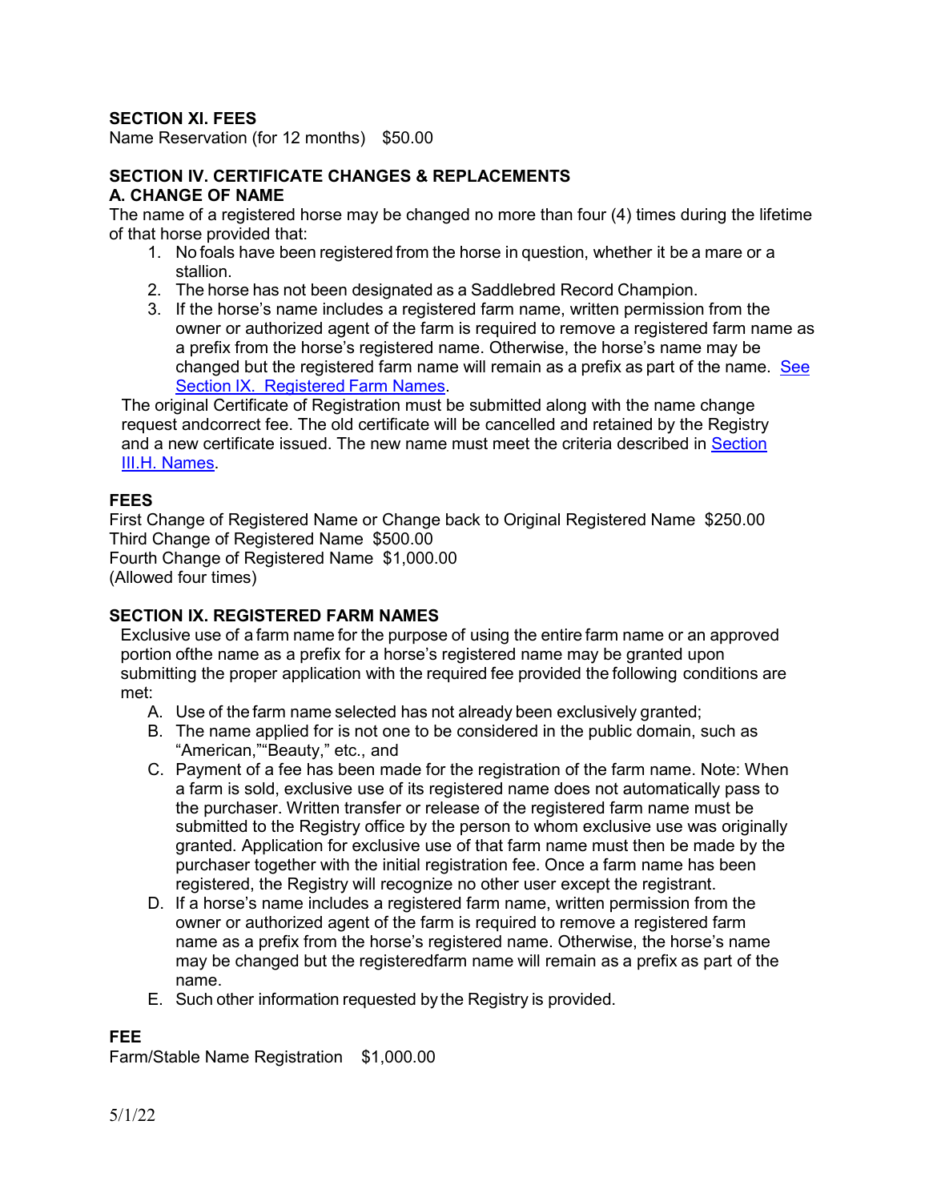**SECTION XI. FEES**

Name Reservation (for 12 months) $50.00

**SECTION IV. CERTIFICATE CHANGES & REPLACEMENTS**

**A. CHANGE OF NAME**

The name of a registered horse may be changed no more than four (4) times during the lifetime of that horse provided that:

1. No foals have been registered from the horse in question, whether it be a mare or a stallion.
2. The horse has not been designated as a Saddlebred Record Champion.
3. If the horse's name includes a registered farm name, written permission from the owner or authorized agent of the farm is required to remove a registered farm name as a prefix from the horse's registered name. Otherwise, the horse's name may be changed but the registered farm name will remain as a prefix as part of the name. See Section IX. Registered Farm Names.

The original Certificate of Registration must be submitted along with the name change request andcorrect fee. The old certificate will be cancelled and retained by the Registry and a new certificate issued. The new name must meet the criteria described in Section III.H. Names.

**FEES**

First Change of Registered Name or Change back to Original Registered Name $250.00
Third Change of Registered Name $500.00
Fourth Change of Registered Name $1,000.00
(Allowed four times)

**SECTION IX. REGISTERED FARM NAMES**

Exclusive use of a farm name for the purpose of using the entire farm name or an approved portion ofthe name as a prefix for a horse's registered name may be granted upon submitting the proper application with the required fee provided the following conditions are met:

A. Use of the farm name selected has not already been exclusively granted;
B. The name applied for is not one to be considered in the public domain, such as "American,""Beauty," etc., and
C. Payment of a fee has been made for the registration of the farm name. Note: When a farm is sold, exclusive use of its registered name does not automatically pass to the purchaser. Written transfer or release of the registered farm name must be submitted to the Registry office by the person to whom exclusive use was originally granted. Application for exclusive use of that farm name must then be made by the purchaser together with the initial registration fee. Once a farm name has been registered, the Registry will recognize no other user except the registrant.
D. If a horse's name includes a registered farm name, written permission from the owner or authorized agent of the farm is required to remove a registered farm name as a prefix from the horse's registered name. Otherwise, the horse's name may be changed but the registeredfarm name will remain as a prefix as part of the name.
E. Such other information requested by the Registry is provided.

**FEE**

Farm/Stable Name Registration $1,000.00

5/1/22